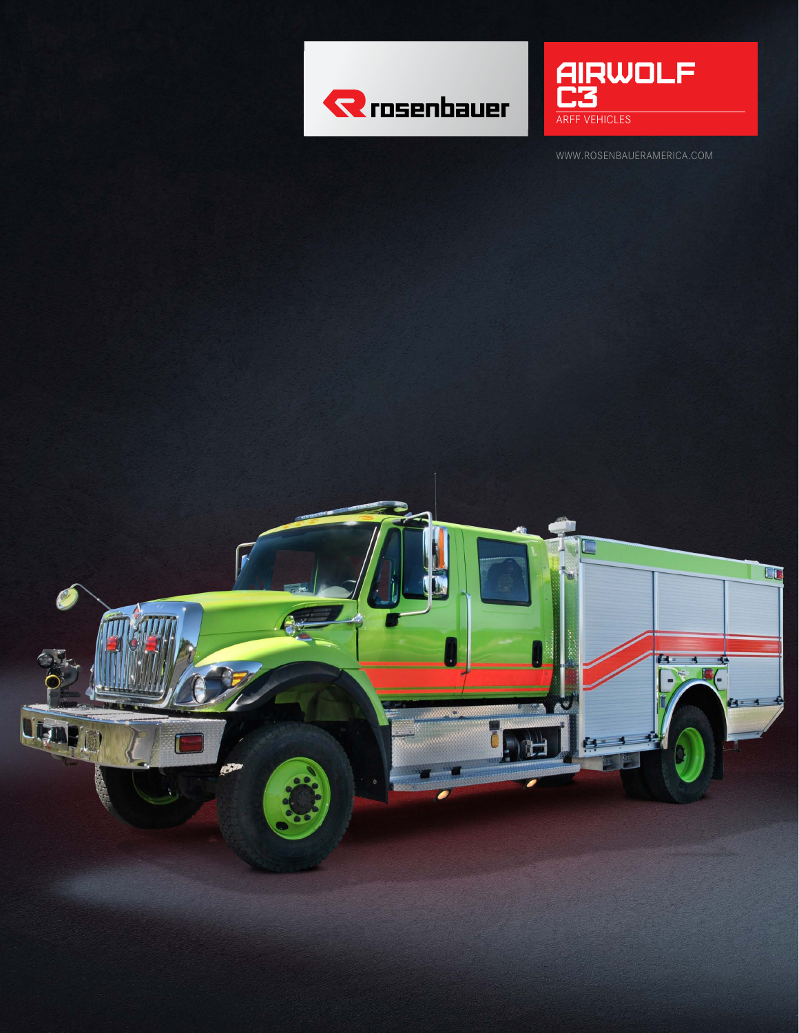rosenbauer

# AIRWOLF C3

ARFF VEHICLES

WWW.ROSENBAUERAMERICA.COM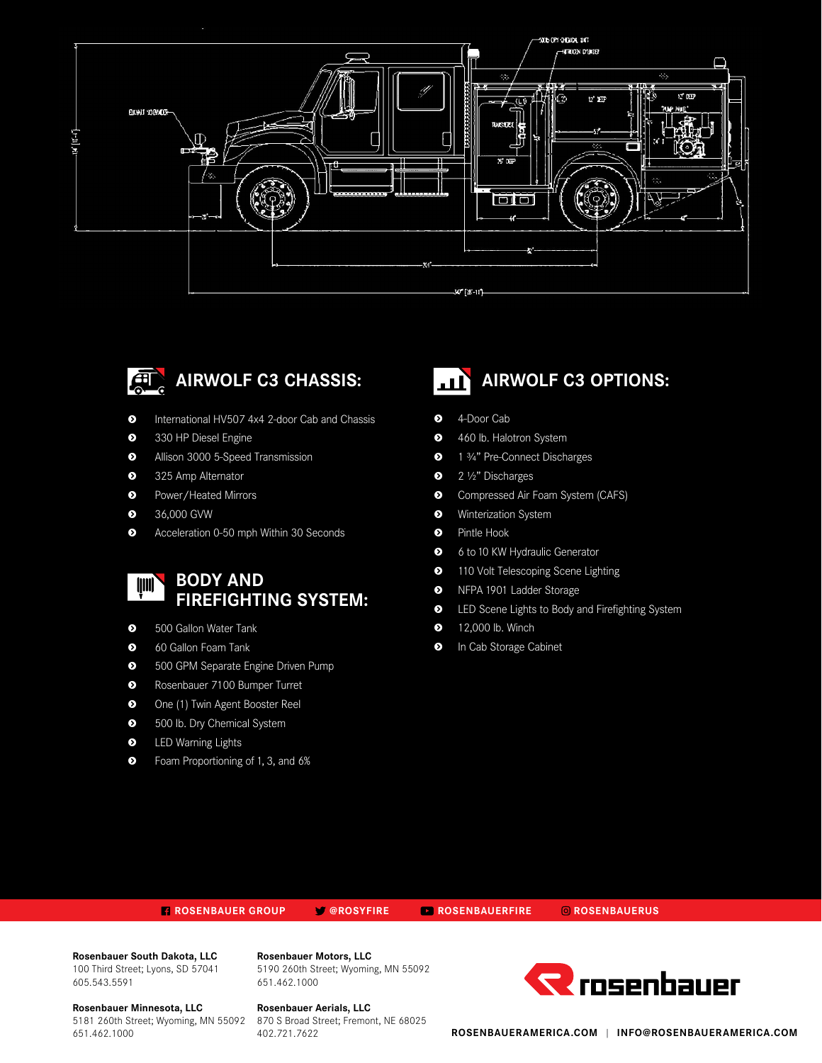## AIRWOLF C3 CHASSIS:

- International HV507 4x4 2-door Cab and Chassis
- 330 HP Diesel Engine
- Allison 3000 5-Speed Transmission
- 325 Amp Alternator
- Power/Heated Mirrors
- 36,000 GVW
- Acceleration 0-50 mph Within 30 Seconds

## BODY AND FIREFIGHTING SYSTEM:

- 500 Gallon Water Tank
- 60 Gallon Foam Tank
- 500 GPM Separate Engine Driven Pump
- Rosenbauer 7100 Bumper Turret
- One (1) Twin Agent Booster Reel
- 500 lb. Dry Chemical System
- LED Warning Lights
- Foam Proportioning of 1, 3, and 6%

## AIRWOLF C3 OPTIONS:

- 4-Door Cab
- 460 lb. Halotron System
- 1 ¾" Pre-Connect Discharges
- 2 ½" Discharges
- Compressed Air Foam System (CAFS)
- Winterization System
- Pintle Hook
- 6 to 10 KW Hydraulic Generator
- 110 Volt Telescoping Scene Lighting
- NFPA 1901 Ladder Storage
- LED Scene Lights to Body and Firefighting System
- 12,000 lb. Winch
- In Cab Storage Cabinet

ROSENBAUER GROUP | @ROSYFIRE | ROSENBAUERFIRE | ROSENBAUERUS

**Rosenbauer South Dakota, LLC**
100 Third Street; Lyons, SD 57041
605.543.5591

**Rosenbauer Minnesota, LLC**
5181 260th Street; Wyoming, MN 55092
651.462.1000

**Rosenbauer Motors, LLC**
5190 260th Street; Wyoming, MN 55092
651.462.1000

**Rosenbauer Aerials, LLC**
870 S Broad Street; Fremont, NE 68025
402.721.7622

rosenbauer

ROSENBAUERAMERICA.COM | INFO@ROSENBAUERAMERICA.COM